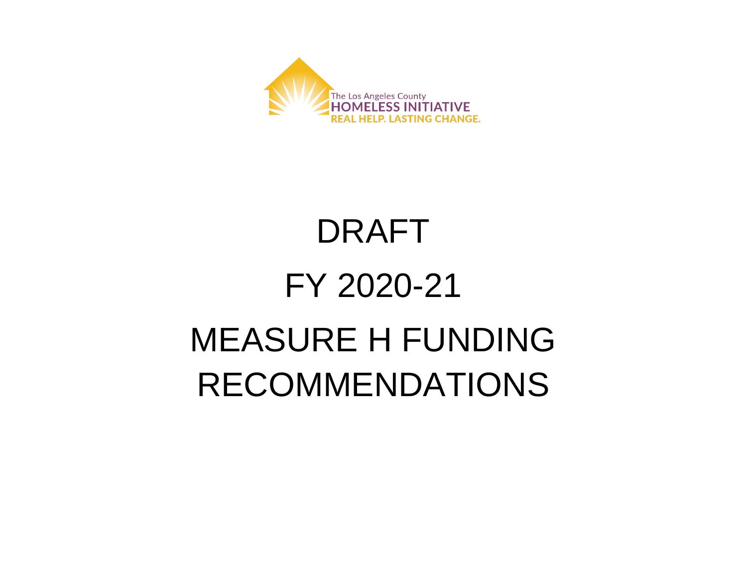The Los Angeles County
HOMELESS INITIATIVE
REAL HELP. LASTING CHANGE.

# DRAFT

# FY 2020-21

# MEASURE H FUNDING RECOMMENDATIONS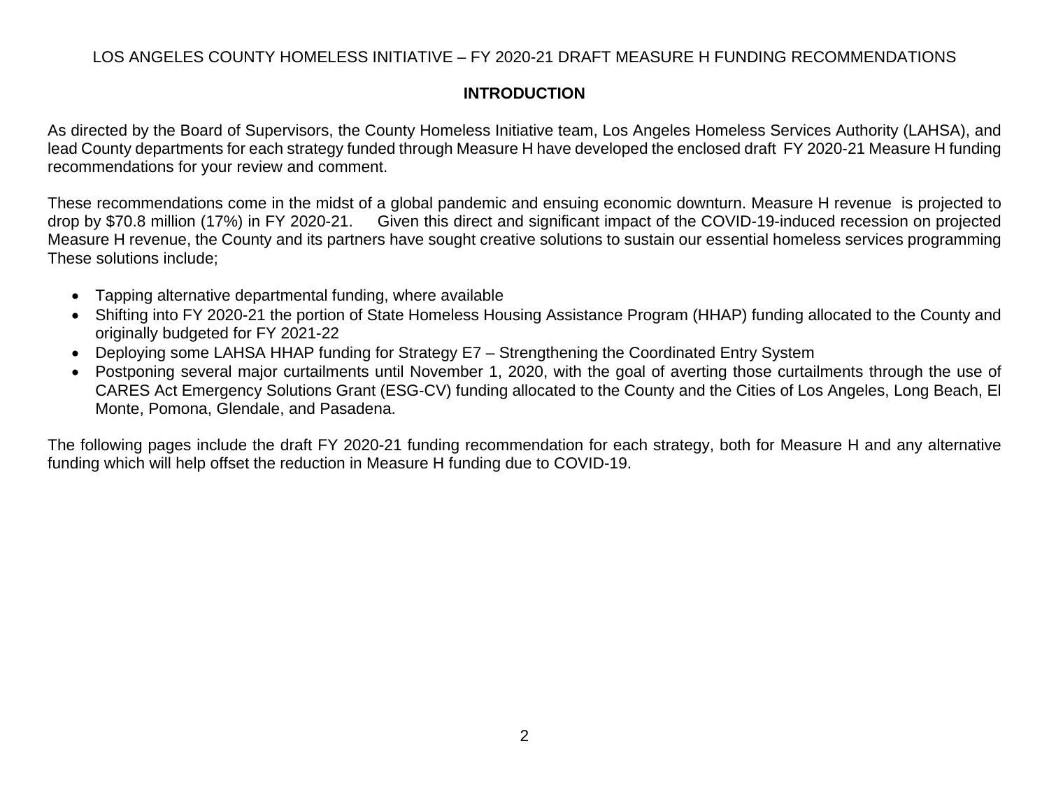LOS ANGELES COUNTY HOMELESS INITIATIVE – FY 2020-21 DRAFT MEASURE H FUNDING RECOMMENDATIONS

## INTRODUCTION

As directed by the Board of Supervisors, the County Homeless Initiative team, Los Angeles Homeless Services Authority (LAHSA), and lead County departments for each strategy funded through Measure H have developed the enclosed draft FY 2020-21 Measure H funding recommendations for your review and comment.

These recommendations come in the midst of a global pandemic and ensuing economic downturn. Measure H revenue is projected to drop by $70.8 million (17%) in FY 2020-21. Given this direct and significant impact of the COVID-19-induced recession on projected Measure H revenue, the County and its partners have sought creative solutions to sustain our essential homeless services programming These solutions include;

- Tapping alternative departmental funding, where available
- Shifting into FY 2020-21 the portion of State Homeless Housing Assistance Program (HHAP) funding allocated to the County and originally budgeted for FY 2021-22
- Deploying some LAHSA HHAP funding for Strategy E7 – Strengthening the Coordinated Entry System
- Postponing several major curtailments until November 1, 2020, with the goal of averting those curtailments through the use of CARES Act Emergency Solutions Grant (ESG-CV) funding allocated to the County and the Cities of Los Angeles, Long Beach, El Monte, Pomona, Glendale, and Pasadena.

The following pages include the draft FY 2020-21 funding recommendation for each strategy, both for Measure H and any alternative funding which will help offset the reduction in Measure H funding due to COVID-19.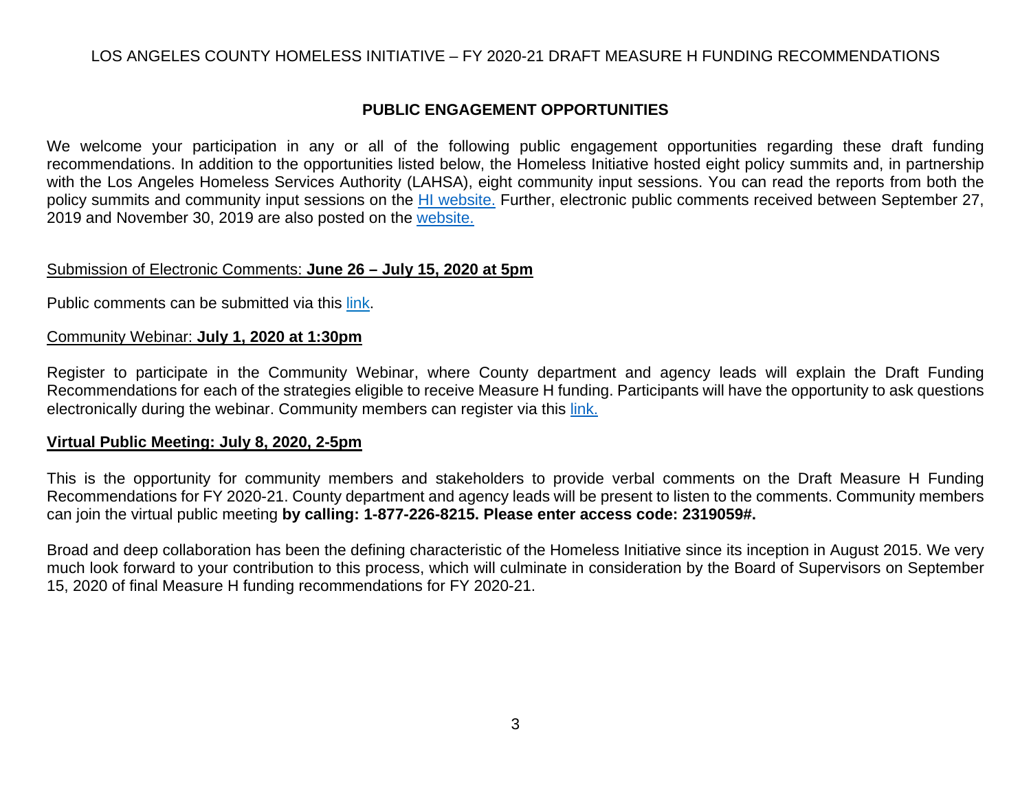## PUBLIC ENGAGEMENT OPPORTUNITIES

We welcome your participation in any or all of the following public engagement opportunities regarding these draft funding recommendations. In addition to the opportunities listed below, the Homeless Initiative hosted eight policy summits and, in partnership with the Los Angeles Homeless Services Authority (LAHSA), eight community input sessions. You can read the reports from both the policy summits and community input sessions on the HI website. Further, electronic public comments received between September 27, 2019 and November 30, 2019 are also posted on the website.

Submission of Electronic Comments: **June 26 – July 15, 2020 at 5pm**

Public comments can be submitted via this link.

Community Webinar: **July 1, 2020 at 1:30pm**

Register to participate in the Community Webinar, where County department and agency leads will explain the Draft Funding Recommendations for each of the strategies eligible to receive Measure H funding. Participants will have the opportunity to ask questions electronically during the webinar. Community members can register via this link.

**Virtual Public Meeting: July 8, 2020, 2-5pm**

This is the opportunity for community members and stakeholders to provide verbal comments on the Draft Measure H Funding Recommendations for FY 2020-21. County department and agency leads will be present to listen to the comments. Community members can join the virtual public meeting **by calling: 1-877-226-8215. Please enter access code: 2319059#.**

Broad and deep collaboration has been the defining characteristic of the Homeless Initiative since its inception in August 2015. We very much look forward to your contribution to this process, which will culminate in consideration by the Board of Supervisors on September 15, 2020 of final Measure H funding recommendations for FY 2020-21.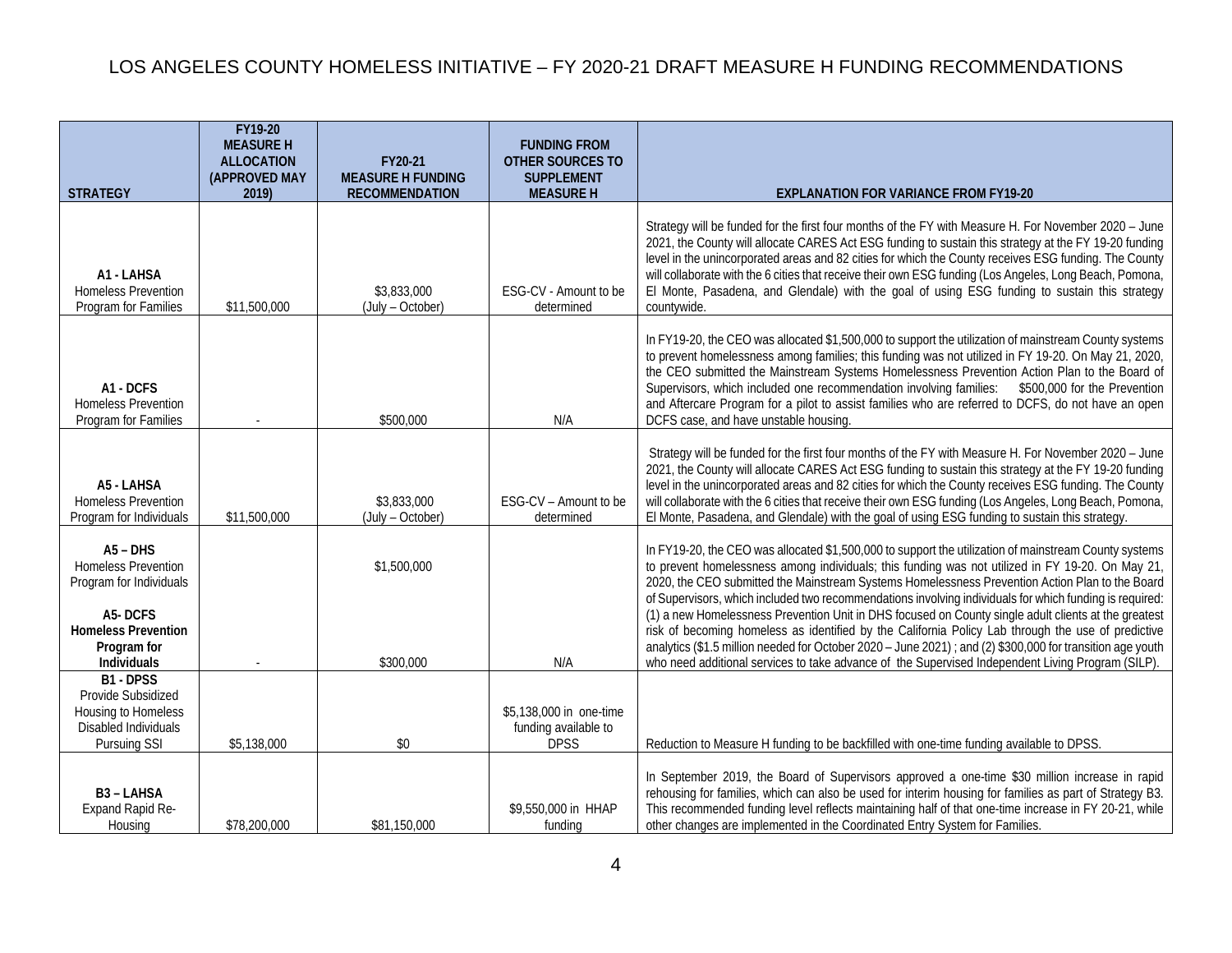# LOS ANGELES COUNTY HOMELESS INITIATIVE – FY 2020-21 DRAFT MEASURE H FUNDING RECOMMENDATIONS

| STRATEGY | FY19-20 MEASURE H ALLOCATION (APPROVED MAY 2019) | FY20-21 MEASURE H FUNDING RECOMMENDATION | FUNDING FROM OTHER SOURCES TO SUPPLEMENT MEASURE H | EXPLANATION FOR VARIANCE FROM FY19-20 |
|---|---|---|---|---|
| **A1 - LAHSA** Homeless Prevention Program for Families | $11,500,000 | $3,833,000 (July – October) | ESG-CV - Amount to be determined | Strategy will be funded for the first four months of the FY with Measure H. For November 2020 – June 2021, the County will allocate CARES Act ESG funding to sustain this strategy at the FY 19-20 funding level in the unincorporated areas and 82 cities for which the County receives ESG funding. The County will collaborate with the 6 cities that receive their own ESG funding (Los Angeles, Long Beach, Pomona, El Monte, Pasadena, and Glendale) with the goal of using ESG funding to sustain this strategy countywide. |
| **A1 - DCFS** Homeless Prevention Program for Families | - | $500,000 | N/A | In FY19-20, the CEO was allocated $1,500,000 to support the utilization of mainstream County systems to prevent homelessness among families; this funding was not utilized in FY 19-20. On May 21, 2020, the CEO submitted the Mainstream Systems Homelessness Prevention Action Plan to the Board of Supervisors, which included one recommendation involving families: $500,000 for the Prevention and Aftercare Program for a pilot to assist families who are referred to DCFS, do not have an open DCFS case, and have unstable housing. |
| **A5 - LAHSA** Homeless Prevention Program for Individuals | $11,500,000 | $3,833,000 (July – October) | ESG-CV – Amount to be determined | Strategy will be funded for the first four months of the FY with Measure H. For November 2020 – June 2021, the County will allocate CARES Act ESG funding to sustain this strategy at the FY 19-20 funding level in the unincorporated areas and 82 cities for which the County receives ESG funding. The County will collaborate with the 6 cities that receive their own ESG funding (Los Angeles, Long Beach, Pomona, El Monte, Pasadena, and Glendale) with the goal of using ESG funding to sustain this strategy. |
| **A5 – DHS** Homeless Prevention Program for Individuals<br><br>**A5- DCFS Homeless Prevention Program for Individuals** | - | $1,500,000<br><br>$300,000 | N/A | In FY19-20, the CEO was allocated $1,500,000 to support the utilization of mainstream County systems to prevent homelessness among individuals; this funding was not utilized in FY 19-20. On May 21, 2020, the CEO submitted the Mainstream Systems Homelessness Prevention Action Plan to the Board of Supervisors, which included two recommendations involving individuals for which funding is required: (1) a new Homelessness Prevention Unit in DHS focused on County single adult clients at the greatest risk of becoming homeless as identified by the California Policy Lab through the use of predictive analytics ($1.5 million needed for October 2020 – June 2021) ; and (2) $300,000 for transition age youth who need additional services to take advance of the Supervised Independent Living Program (SILP). |
| **B1 - DPSS** Provide Subsidized Housing to Homeless Disabled Individuals Pursuing SSI | $5,138,000 | $0 | $5,138,000 in one-time funding available to DPSS | Reduction to Measure H funding to be backfilled with one-time funding available to DPSS. |
| **B3 – LAHSA** Expand Rapid Re-Housing | $78,200,000 | $81,150,000 | $9,550,000 in HHAP funding | In September 2019, the Board of Supervisors approved a one-time $30 million increase in rapid rehousing for families, which can also be used for interim housing for families as part of Strategy B3. This recommended funding level reflects maintaining half of that one-time increase in FY 20-21, while other changes are implemented in the Coordinated Entry System for Families. |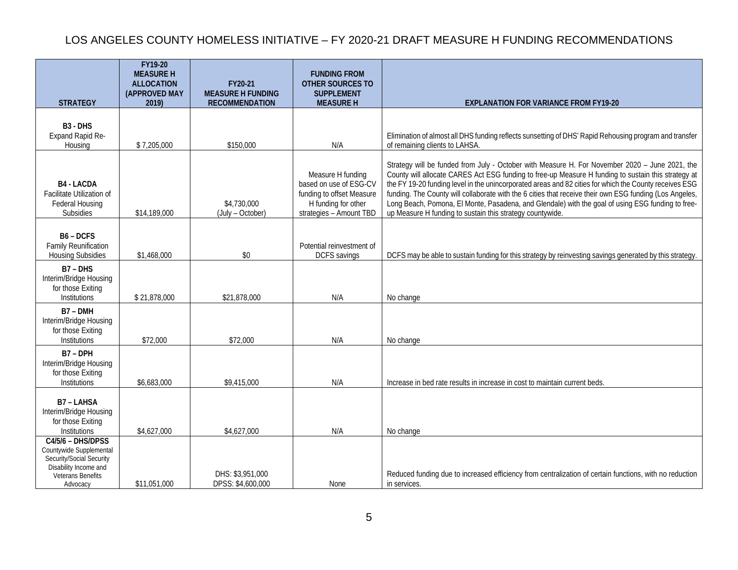# LOS ANGELES COUNTY HOMELESS INITIATIVE – FY 2020-21 DRAFT MEASURE H FUNDING RECOMMENDATIONS

| STRATEGY | FY19-20 MEASURE H ALLOCATION (APPROVED MAY 2019) | FY20-21 MEASURE H FUNDING RECOMMENDATION | FUNDING FROM OTHER SOURCES TO SUPPLEMENT MEASURE H | EXPLANATION FOR VARIANCE FROM FY19-20 |
|---|---|---|---|---|
| **B3 - DHS** Expand Rapid Re-Housing | $ 7,205,000 | $150,000 | N/A | Elimination of almost all DHS funding reflects sunsetting of DHS' Rapid Rehousing program and transfer of remaining clients to LAHSA. |
| **B4 - LACDA** Facilitate Utilization of Federal Housing Subsidies | $14,189,000 | $4,730,000 (July – October) | Measure H funding based on use of ESG-CV funding to offset Measure H funding for other strategies – Amount TBD | Strategy will be funded from July - October with Measure H. For November 2020 – June 2021, the County will allocate CARES Act ESG funding to free-up Measure H funding to sustain this strategy at the FY 19-20 funding level in the unincorporated areas and 82 cities for which the County receives ESG funding. The County will collaborate with the 6 cities that receive their own ESG funding (Los Angeles, Long Beach, Pomona, El Monte, Pasadena, and Glendale) with the goal of using ESG funding to free-up Measure H funding to sustain this strategy countywide. |
| **B6 – DCFS** Family Reunification Housing Subsidies | $1,468,000 | $0 | Potential reinvestment of DCFS savings | DCFS may be able to sustain funding for this strategy by reinvesting savings generated by this strategy. |
| **B7 – DHS** Interim/Bridge Housing for those Exiting Institutions | $ 21,878,000 | $21,878,000 | N/A | No change |
| **B7 – DMH** Interim/Bridge Housing for those Exiting Institutions | $72,000 | $72,000 | N/A | No change |
| **B7 – DPH** Interim/Bridge Housing for those Exiting Institutions | $6,683,000 | $9,415,000 | N/A | Increase in bed rate results in increase in cost to maintain current beds. |
| **B7 – LAHSA** Interim/Bridge Housing for those Exiting Institutions | $4,627,000 | $4,627,000 | N/A | No change |
| **C4/5/6 – DHS/DPSS** Countywide Supplemental Security/Social Security Disability Income and Veterans Benefits Advocacy | $11,051,000 | DHS: $3,951,000<br>DPSS: $4,600,000 | None | Reduced funding due to increased efficiency from centralization of certain functions, with no reduction in services. |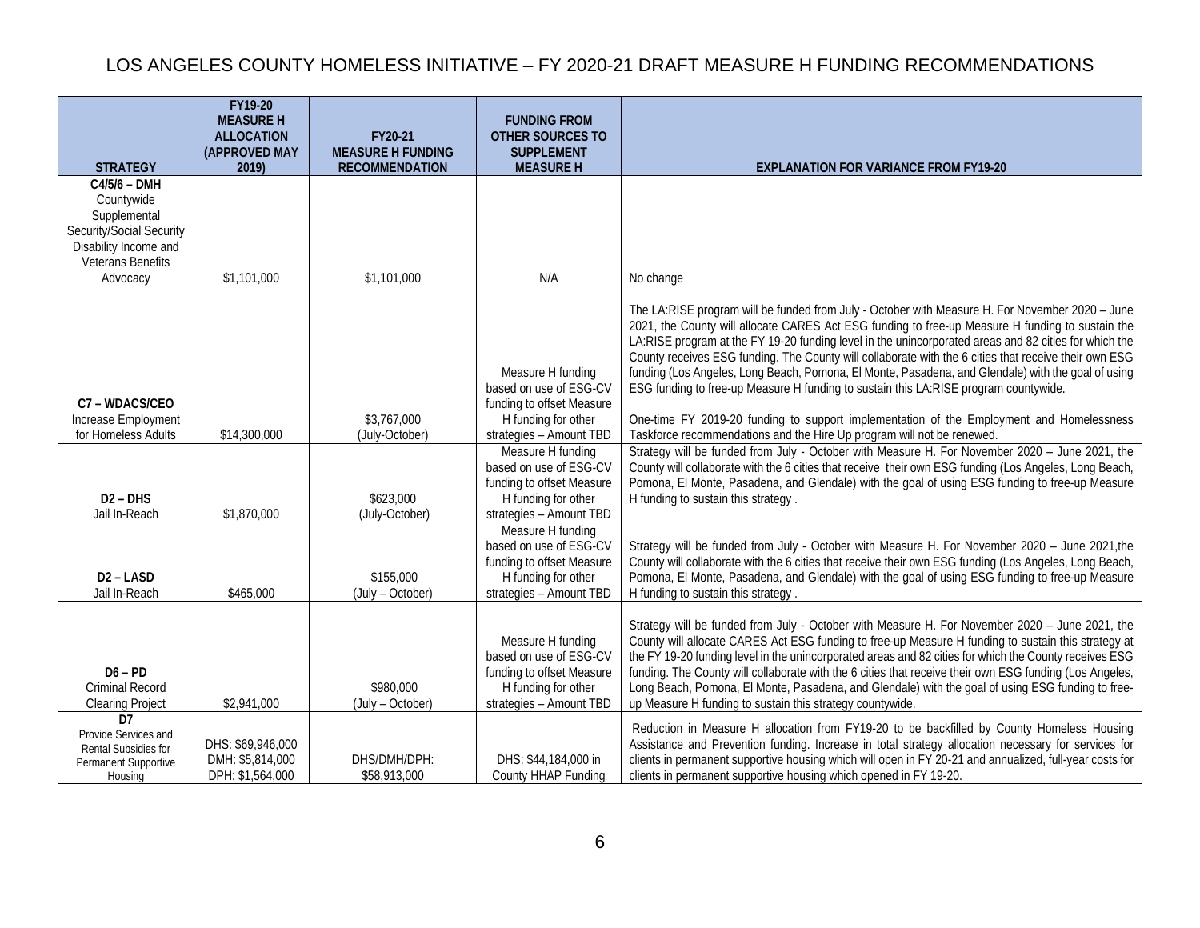# LOS ANGELES COUNTY HOMELESS INITIATIVE – FY 2020-21 DRAFT MEASURE H FUNDING RECOMMENDATIONS

| STRATEGY | FY19-20 MEASURE H ALLOCATION (APPROVED MAY 2019) | FY20-21 MEASURE H FUNDING RECOMMENDATION | FUNDING FROM OTHER SOURCES TO SUPPLEMENT MEASURE H | EXPLANATION FOR VARIANCE FROM FY19-20 |
|---|---|---|---|---|
| **C4/5/6 – DMH** Countywide Supplemental Security/Social Security Disability Income and Veterans Benefits Advocacy | $1,101,000 | $1,101,000 | N/A | No change |
| **C7 – WDACS/CEO** Increase Employment for Homeless Adults | $14,300,000 | $3,767,000 (July-October) | Measure H funding based on use of ESG-CV funding to offset Measure H funding for other strategies – Amount TBD | The LA:RISE program will be funded from July - October with Measure H. For November 2020 – June 2021, the County will allocate CARES Act ESG funding to free-up Measure H funding to sustain the LA:RISE program at the FY 19-20 funding level in the unincorporated areas and 82 cities for which the County receives ESG funding. The County will collaborate with the 6 cities that receive their own ESG funding (Los Angeles, Long Beach, Pomona, El Monte, Pasadena, and Glendale) with the goal of using ESG funding to free-up Measure H funding to sustain this LA:RISE program countywide.<br><br>One-time FY 2019-20 funding to support implementation of the Employment and Homelessness Taskforce recommendations and the Hire Up program will not be renewed. |
| **D2 – DHS** Jail In-Reach | $1,870,000 | $623,000 (July-October) | Measure H funding based on use of ESG-CV funding to offset Measure H funding for other strategies – Amount TBD | Strategy will be funded from July - October with Measure H. For November 2020 – June 2021, the County will collaborate with the 6 cities that receive their own ESG funding (Los Angeles, Long Beach, Pomona, El Monte, Pasadena, and Glendale) with the goal of using ESG funding to free-up Measure H funding to sustain this strategy . |
| **D2 – LASD** Jail In-Reach | $465,000 | $155,000 (July – October) | Measure H funding based on use of ESG-CV funding to offset Measure H funding for other strategies – Amount TBD | Strategy will be funded from July - October with Measure H. For November 2020 – June 2021,the County will collaborate with the 6 cities that receive their own ESG funding (Los Angeles, Long Beach, Pomona, El Monte, Pasadena, and Glendale) with the goal of using ESG funding to free-up Measure H funding to sustain this strategy . |
| **D6 – PD** Criminal Record Clearing Project | $2,941,000 | $980,000 (July – October) | Measure H funding based on use of ESG-CV funding to offset Measure H funding for other strategies – Amount TBD | Strategy will be funded from July - October with Measure H. For November 2020 – June 2021, the County will allocate CARES Act ESG funding to free-up Measure H funding to sustain this strategy at the FY 19-20 funding level in the unincorporated areas and 82 cities for which the County receives ESG funding. The County will collaborate with the 6 cities that receive their own ESG funding (Los Angeles, Long Beach, Pomona, El Monte, Pasadena, and Glendale) with the goal of using ESG funding to free-up Measure H funding to sustain this strategy countywide. |
| **D7** Provide Services and Rental Subsidies for Permanent Supportive Housing | DHS: $69,946,000<br>DMH: $5,814,000<br>DPH: $1,564,000 | DHS/DMH/DPH: $58,913,000 | DHS: $44,184,000 in County HHAP Funding | Reduction in Measure H allocation from FY19-20 to be backfilled by County Homeless Housing Assistance and Prevention funding. Increase in total strategy allocation necessary for services for clients in permanent supportive housing which will open in FY 20-21 and annualized, full-year costs for clients in permanent supportive housing which opened in FY 19-20. |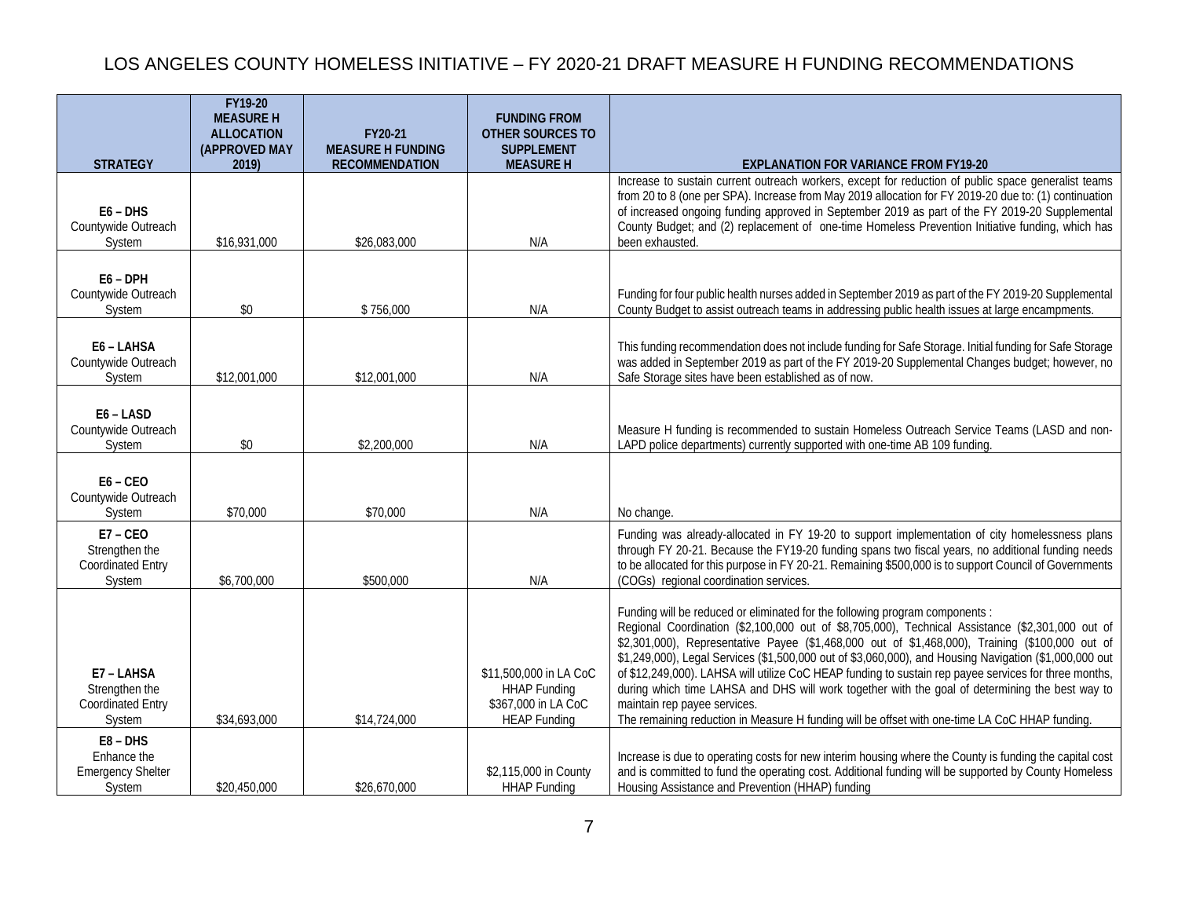# LOS ANGELES COUNTY HOMELESS INITIATIVE – FY 2020-21 DRAFT MEASURE H FUNDING RECOMMENDATIONS

| STRATEGY | FY19-20 MEASURE H ALLOCATION (APPROVED MAY 2019) | FY20-21 MEASURE H FUNDING RECOMMENDATION | FUNDING FROM OTHER SOURCES TO SUPPLEMENT MEASURE H | EXPLANATION FOR VARIANCE FROM FY19-20 |
|---|---|---|---|---|
| **E6 – DHS** Countywide Outreach System | $16,931,000 | $26,083,000 | N/A | Increase to sustain current outreach workers, except for reduction of public space generalist teams from 20 to 8 (one per SPA). Increase from May 2019 allocation for FY 2019-20 due to: (1) continuation of increased ongoing funding approved in September 2019 as part of the FY 2019-20 Supplemental County Budget; and (2) replacement of one-time Homeless Prevention Initiative funding, which has been exhausted. |
| **E6 – DPH** Countywide Outreach System | $0 | $ 756,000 | N/A | Funding for four public health nurses added in September 2019 as part of the FY 2019-20 Supplemental County Budget to assist outreach teams in addressing public health issues at large encampments. |
| **E6 – LAHSA** Countywide Outreach System | $12,001,000 | $12,001,000 | N/A | This funding recommendation does not include funding for Safe Storage. Initial funding for Safe Storage was added in September 2019 as part of the FY 2019-20 Supplemental Changes budget; however, no Safe Storage sites have been established as of now. |
| **E6 – LASD** Countywide Outreach System | $0 | $2,200,000 | N/A | Measure H funding is recommended to sustain Homeless Outreach Service Teams (LASD and non-LAPD police departments) currently supported with one-time AB 109 funding. |
| **E6 – CEO** Countywide Outreach System | $70,000 | $70,000 | N/A | No change. |
| **E7 – CEO** Strengthen the Coordinated Entry System | $6,700,000 | $500,000 | N/A | Funding was already-allocated in FY 19-20 to support implementation of city homelessness plans through FY 20-21. Because the FY19-20 funding spans two fiscal years, no additional funding needs to be allocated for this purpose in FY 20-21. Remaining $500,000 is to support Council of Governments (COGs) regional coordination services. |
| **E7 – LAHSA** Strengthen the Coordinated Entry System | $34,693,000 | $14,724,000 | $11,500,000 in LA CoC HHAP Funding<br>$367,000 in LA CoC HEAP Funding | Funding will be reduced or eliminated for the following program components :<br>Regional Coordination ($2,100,000 out of $8,705,000), Technical Assistance ($2,301,000 out of $2,301,000), Representative Payee ($1,468,000 out of $1,468,000), Training ($100,000 out of $1,249,000), Legal Services ($1,500,000 out of $3,060,000), and Housing Navigation ($1,000,000 out of $12,249,000). LAHSA will utilize CoC HEAP funding to sustain rep payee services for three months, during which time LAHSA and DHS will work together with the goal of determining the best way to maintain rep payee services.<br>The remaining reduction in Measure H funding will be offset with one-time LA CoC HHAP funding. |
| **E8 – DHS** Enhance the Emergency Shelter System | $20,450,000 | $26,670,000 | $2,115,000 in County HHAP Funding | Increase is due to operating costs for new interim housing where the County is funding the capital cost and is committed to fund the operating cost. Additional funding will be supported by County Homeless Housing Assistance and Prevention (HHAP) funding |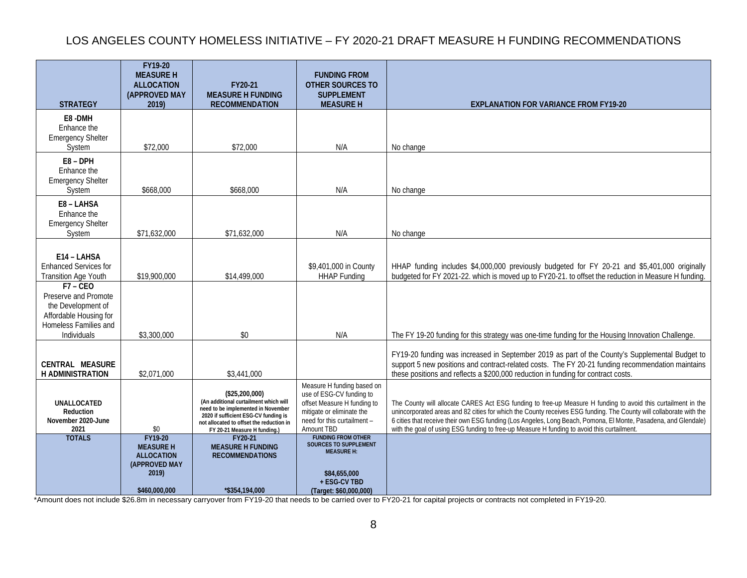# LOS ANGELES COUNTY HOMELESS INITIATIVE – FY 2020-21 DRAFT MEASURE H FUNDING RECOMMENDATIONS

| STRATEGY | FY19-20 MEASURE H ALLOCATION (APPROVED MAY 2019) | FY20-21 MEASURE H FUNDING RECOMMENDATION | FUNDING FROM OTHER SOURCES TO SUPPLEMENT MEASURE H | EXPLANATION FOR VARIANCE FROM FY19-20 |
|---|---|---|---|---|
| **E8 -DMH** Enhance the Emergency Shelter System | $72,000 | $72,000 | N/A | No change |
| **E8 – DPH** Enhance the Emergency Shelter System | $668,000 | $668,000 | N/A | No change |
| **E8 – LAHSA** Enhance the Emergency Shelter System | $71,632,000 | $71,632,000 | N/A | No change |
| **E14 – LAHSA** Enhanced Services for Transition Age Youth | $19,900,000 | $14,499,000 | $9,401,000 in County HHAP Funding | HHAP funding includes $4,000,000 previously budgeted for FY 20-21 and $5,401,000 originally budgeted for FY 2021-22. which is moved up to FY20-21. to offset the reduction in Measure H funding. |
| **F7 – CEO** Preserve and Promote the Development of Affordable Housing for Homeless Families and Individuals | $3,300,000 | $0 | N/A | The FY 19-20 funding for this strategy was one-time funding for the Housing Innovation Challenge. |
| **CENTRAL MEASURE H ADMINISTRATION** | $2,071,000 | $3,441,000 | | FY19-20 funding was increased in September 2019 as part of the County's Supplemental Budget to support 5 new positions and contract-related costs. The FY 20-21 funding recommendation maintains these positions and reflects a $200,000 reduction in funding for contract costs. |
| **UNALLOCATED Reduction November 2020-June 2021** | $0 | **($25,200,000)** **(An additional curtailment which will need to be implemented in November 2020 if sufficient ESG-CV funding is not allocated to offset the reduction in FY 20-21 Measure H funding.)** | Measure H funding based on use of ESG-CV funding to offset Measure H funding to mitigate or eliminate the need for this curtailment – Amount TBD | The County will allocate CARES Act ESG funding to free-up Measure H funding to avoid this curtailment in the unincorporated areas and 82 cities for which the County receives ESG funding. The County will collaborate with the 6 cities that receive their own ESG funding (Los Angeles, Long Beach, Pomona, El Monte, Pasadena, and Glendale) with the goal of using ESG funding to free-up Measure H funding to avoid this curtailment. |
| **TOTALS** | **FY19-20 MEASURE H ALLOCATION (APPROVED MAY 2019)** **$460,000,000** | **FY20-21 MEASURE H FUNDING RECOMMENDATIONS** **\*$354,194,000** | **FUNDING FROM OTHER SOURCES TO SUPPLEMENT MEASURE H:** **$84,655,000 + ESG-CV TBD (Target: $60,000,000)** | |

*Amount does not include $26.8m in necessary carryover from FY19-20 that needs to be carried over to FY20-21 for capital projects or contracts not completed in FY19-20.